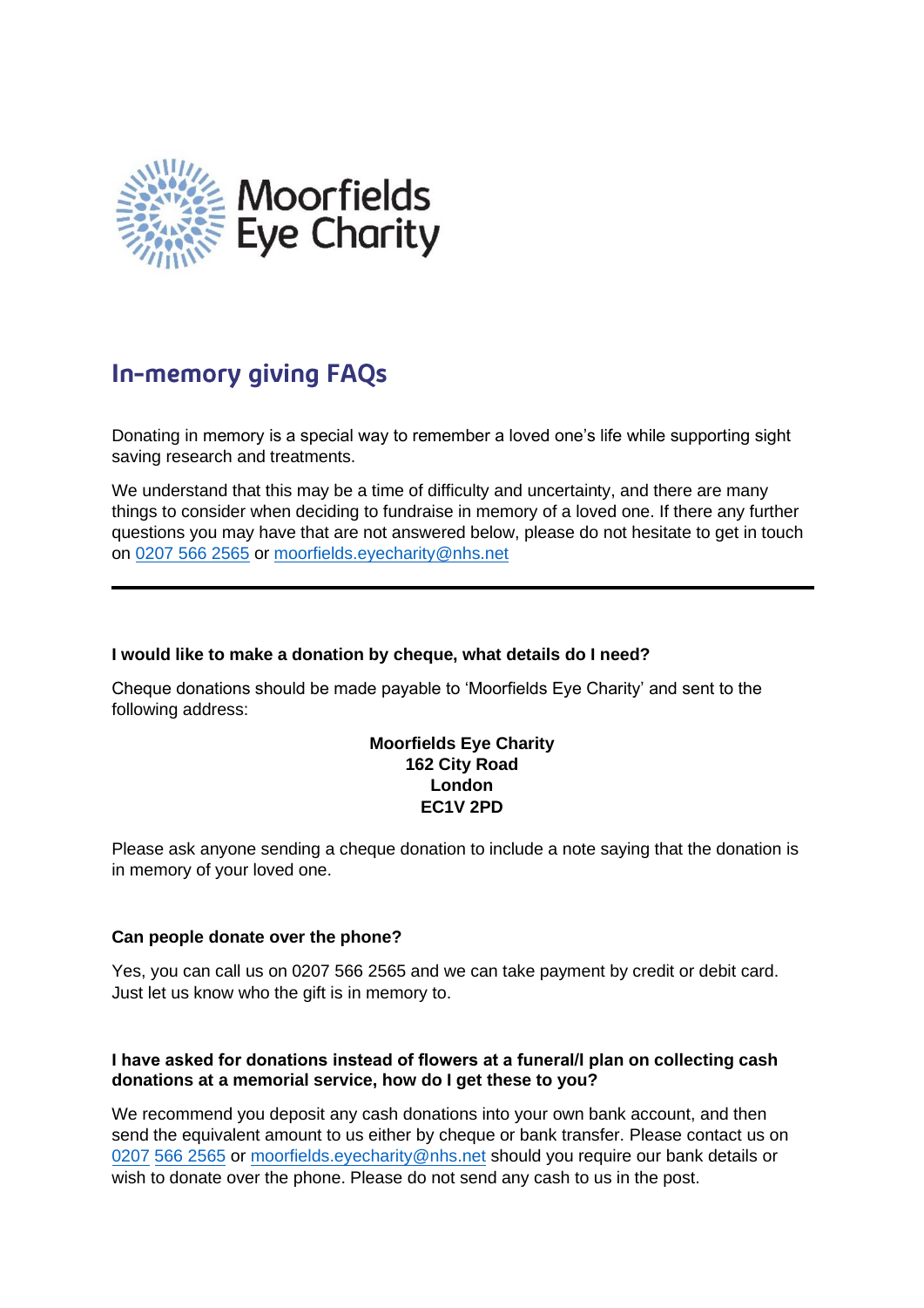Moorfields Eye Charity

# In-memory giving FAQs

Donating in memory is a special way to remember a loved one's life while supporting sight saving research and treatments.

We understand that this may be a time of difficulty and uncertainty, and there are many things to consider when deciding to fundraise in memory of a loved one. If there any further questions you may have that are not answered below, please do not hesitate to get in touch on 0207 566 2565 or moorfields.eyecharity@nhs.net

---

**I would like to make a donation by cheque, what details do I need?**

Cheque donations should be made payable to 'Moorfields Eye Charity' and sent to the following address:

**Moorfields Eye Charity**
**162 City Road**
**London**
**EC1V 2PD**

Please ask anyone sending a cheque donation to include a note saying that the donation is in memory of your loved one.

**Can people donate over the phone?**

Yes, you can call us on 0207 566 2565 and we can take payment by credit or debit card. Just let us know who the gift is in memory to.

**I have asked for donations instead of flowers at a funeral/I plan on collecting cash donations at a memorial service, how do I get these to you?**

We recommend you deposit any cash donations into your own bank account, and then send the equivalent amount to us either by cheque or bank transfer. Please contact us on 0207 566 2565 or moorfields.eyecharity@nhs.net should you require our bank details or wish to donate over the phone. Please do not send any cash to us in the post.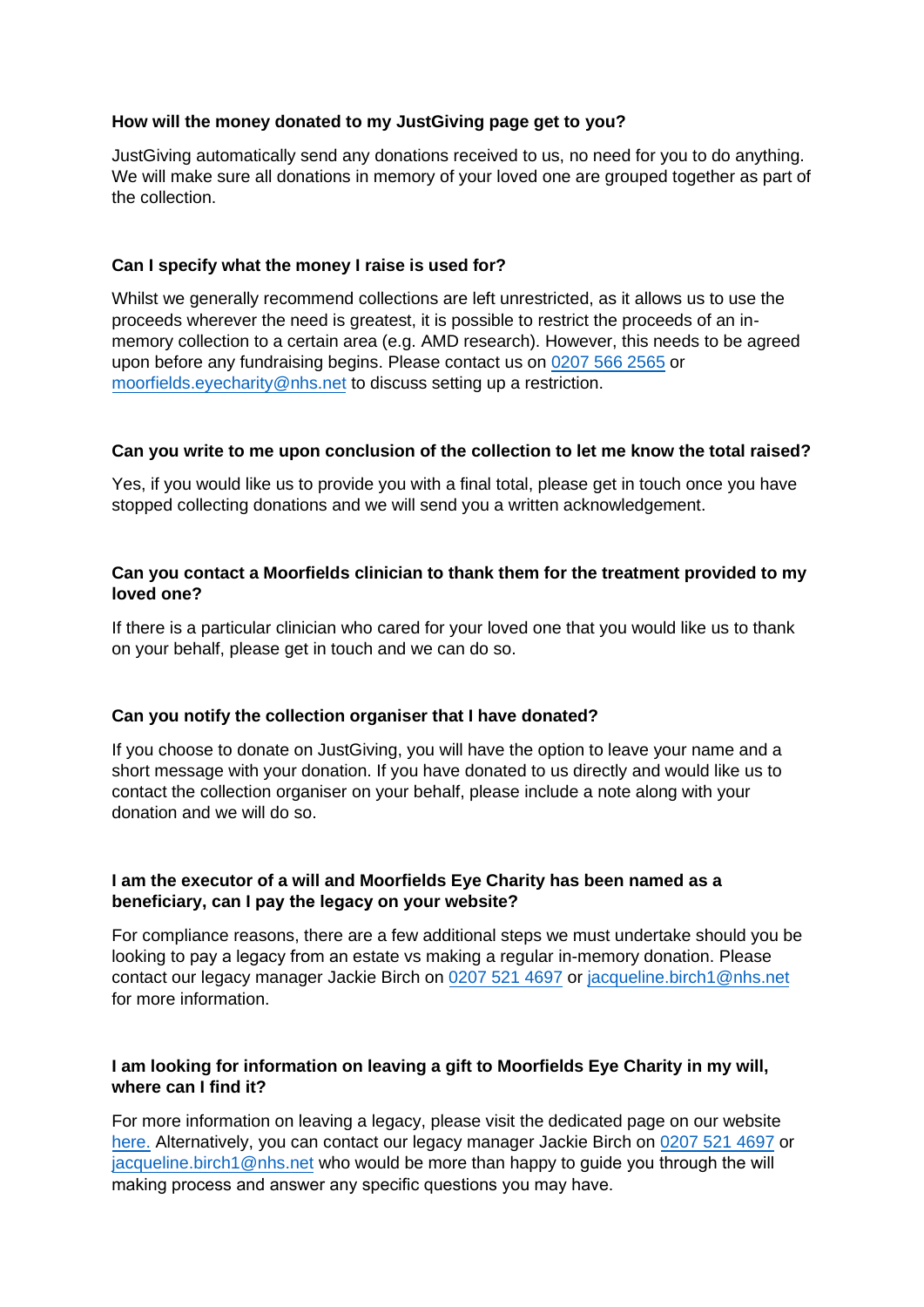**How will the money donated to my JustGiving page get to you?**

JustGiving automatically send any donations received to us, no need for you to do anything. We will make sure all donations in memory of your loved one are grouped together as part of the collection.

**Can I specify what the money I raise is used for?**

Whilst we generally recommend collections are left unrestricted, as it allows us to use the proceeds wherever the need is greatest, it is possible to restrict the proceeds of an in-memory collection to a certain area (e.g. AMD research). However, this needs to be agreed upon before any fundraising begins. Please contact us on 0207 566 2565 or moorfields.eyecharity@nhs.net to discuss setting up a restriction.

**Can you write to me upon conclusion of the collection to let me know the total raised?**

Yes, if you would like us to provide you with a final total, please get in touch once you have stopped collecting donations and we will send you a written acknowledgement.

**Can you contact a Moorfields clinician to thank them for the treatment provided to my loved one?**

If there is a particular clinician who cared for your loved one that you would like us to thank on your behalf, please get in touch and we can do so.

**Can you notify the collection organiser that I have donated?**

If you choose to donate on JustGiving, you will have the option to leave your name and a short message with your donation. If you have donated to us directly and would like us to contact the collection organiser on your behalf, please include a note along with your donation and we will do so.

**I am the executor of a will and Moorfields Eye Charity has been named as a beneficiary, can I pay the legacy on your website?**

For compliance reasons, there are a few additional steps we must undertake should you be looking to pay a legacy from an estate vs making a regular in-memory donation. Please contact our legacy manager Jackie Birch on 0207 521 4697 or jacqueline.birch1@nhs.net for more information.

**I am looking for information on leaving a gift to Moorfields Eye Charity in my will, where can I find it?**

For more information on leaving a legacy, please visit the dedicated page on our website here. Alternatively, you can contact our legacy manager Jackie Birch on 0207 521 4697 or jacqueline.birch1@nhs.net who would be more than happy to guide you through the will making process and answer any specific questions you may have.